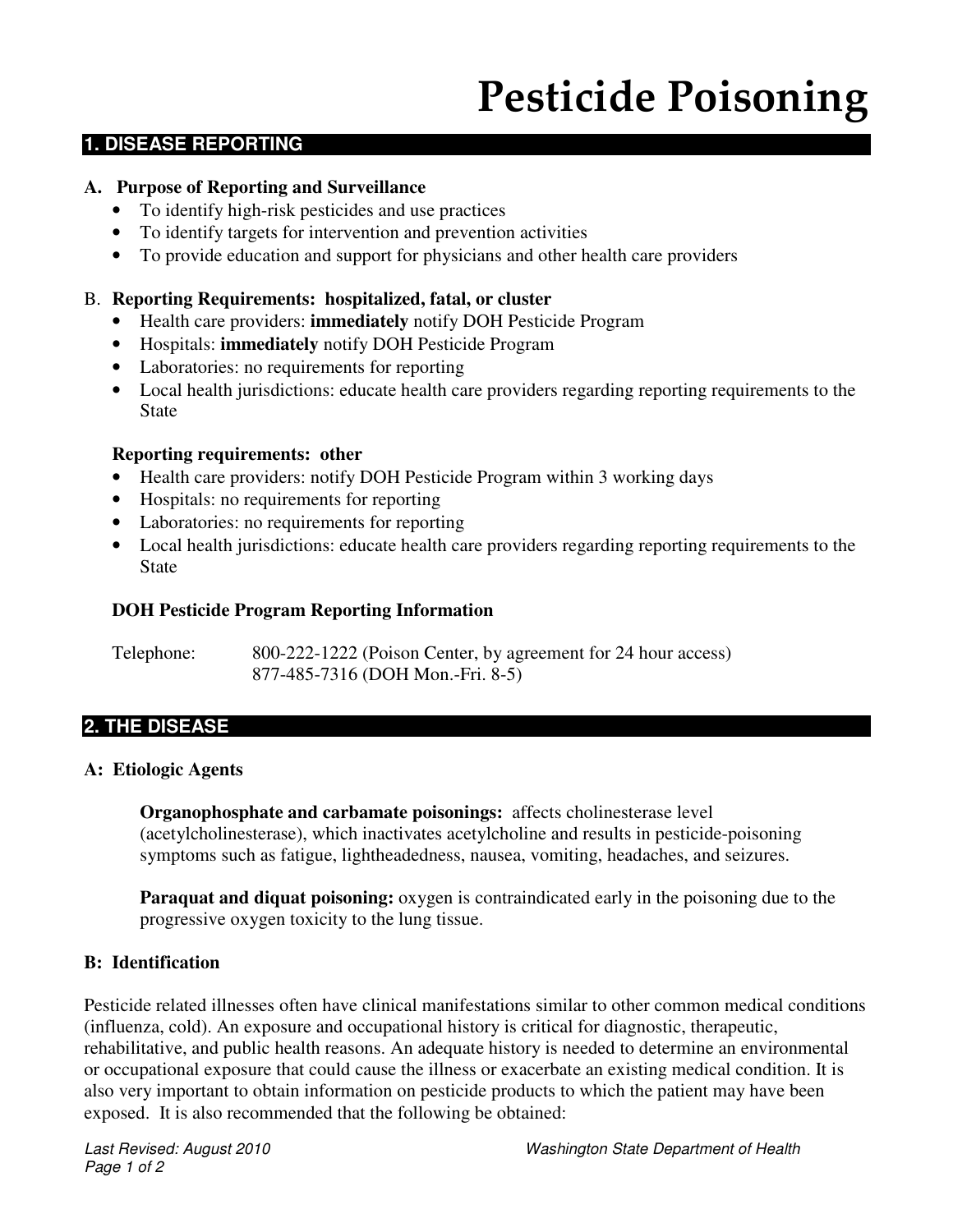# Pesticide Poisoning

## 1. DISEASE REPORTING

### A. Purpose of Reporting and Surveillance

- To identify high-risk pesticides and use practices
- To identify targets for intervention and prevention activities
- To provide education and support for physicians and other health care providers

### B. Reporting Requirements: hospitalized, fatal, or cluster

- Health care providers: **immediately** notify DOH Pesticide Program
- Hospitals: **immediately** notify DOH Pesticide Program
- Laboratories: no requirements for reporting
- Local health jurisdictions: educate health care providers regarding reporting requirements to the State

**Reporting requirements: other**

- Health care providers: notify DOH Pesticide Program within 3 working days
- Hospitals: no requirements for reporting
- Laboratories: no requirements for reporting
- Local health jurisdictions: educate health care providers regarding reporting requirements to the State

**DOH Pesticide Program Reporting Information**

Telephone: 800-222-1222 (Poison Center, by agreement for 24 hour access)
877-485-7316 (DOH Mon.-Fri. 8-5)

## 2. THE DISEASE

### A: Etiologic Agents

**Organophosphate and carbamate poisonings:** affects cholinesterase level (acetylcholinesterase), which inactivates acetylcholine and results in pesticide-poisoning symptoms such as fatigue, lightheadedness, nausea, vomiting, headaches, and seizures.

**Paraquat and diquat poisoning:** oxygen is contraindicated early in the poisoning due to the progressive oxygen toxicity to the lung tissue.

### B: Identification

Pesticide related illnesses often have clinical manifestations similar to other common medical conditions (influenza, cold). An exposure and occupational history is critical for diagnostic, therapeutic, rehabilitative, and public health reasons. An adequate history is needed to determine an environmental or occupational exposure that could cause the illness or exacerbate an existing medical condition. It is also very important to obtain information on pesticide products to which the patient may have been exposed. It is also recommended that the following be obtained: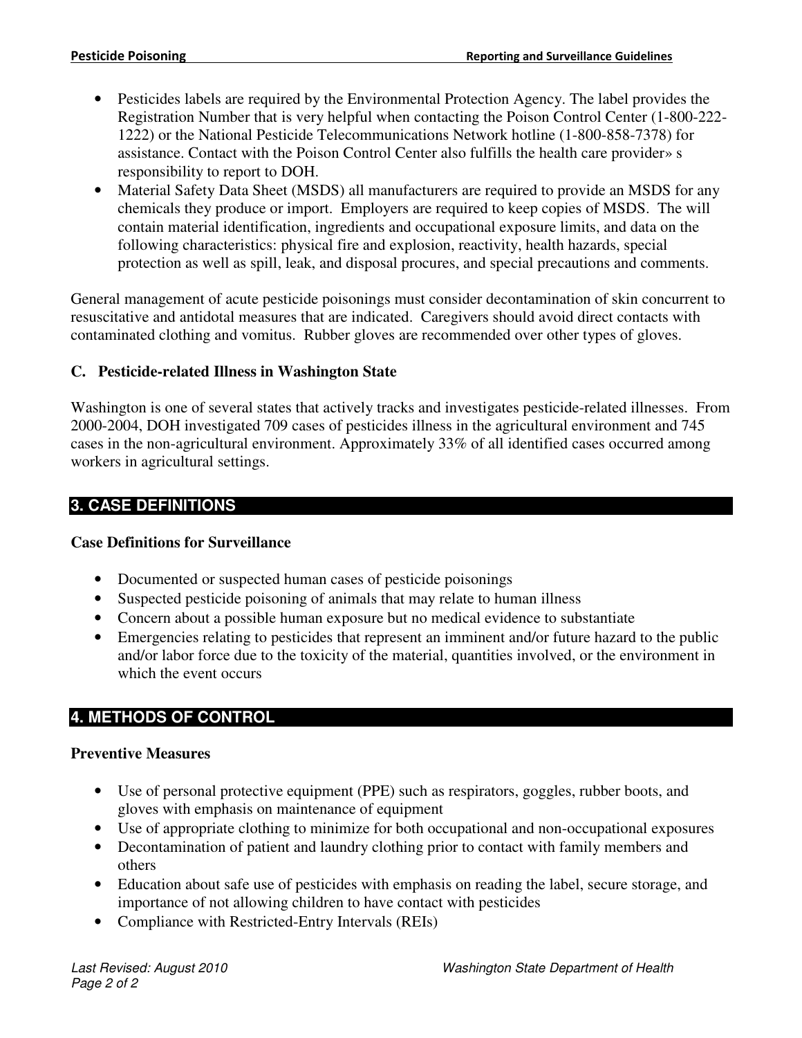- Pesticides labels are required by the Environmental Protection Agency. The label provides the Registration Number that is very helpful when contacting the Poison Control Center (1-800-222-1222) or the National Pesticide Telecommunications Network hotline (1-800-858-7378) for assistance. Contact with the Poison Control Center also fulfills the health care provider» s responsibility to report to DOH.
- Material Safety Data Sheet (MSDS) all manufacturers are required to provide an MSDS for any chemicals they produce or import. Employers are required to keep copies of MSDS. The will contain material identification, ingredients and occupational exposure limits, and data on the following characteristics: physical fire and explosion, reactivity, health hazards, special protection as well as spill, leak, and disposal procures, and special precautions and comments.

General management of acute pesticide poisonings must consider decontamination of skin concurrent to resuscitative and antidotal measures that are indicated. Caregivers should avoid direct contacts with contaminated clothing and vomitus. Rubber gloves are recommended over other types of gloves.

### C. Pesticide-related Illness in Washington State

Washington is one of several states that actively tracks and investigates pesticide-related illnesses. From 2000-2004, DOH investigated 709 cases of pesticides illness in the agricultural environment and 745 cases in the non-agricultural environment. Approximately 33% of all identified cases occurred among workers in agricultural settings.

## 3. CASE DEFINITIONS

### Case Definitions for Surveillance

- Documented or suspected human cases of pesticide poisonings
- Suspected pesticide poisoning of animals that may relate to human illness
- Concern about a possible human exposure but no medical evidence to substantiate
- Emergencies relating to pesticides that represent an imminent and/or future hazard to the public and/or labor force due to the toxicity of the material, quantities involved, or the environment in which the event occurs

## 4. METHODS OF CONTROL

### Preventive Measures

- Use of personal protective equipment (PPE) such as respirators, goggles, rubber boots, and gloves with emphasis on maintenance of equipment
- Use of appropriate clothing to minimize for both occupational and non-occupational exposures
- Decontamination of patient and laundry clothing prior to contact with family members and others
- Education about safe use of pesticides with emphasis on reading the label, secure storage, and importance of not allowing children to have contact with pesticides
- Compliance with Restricted-Entry Intervals (REIs)